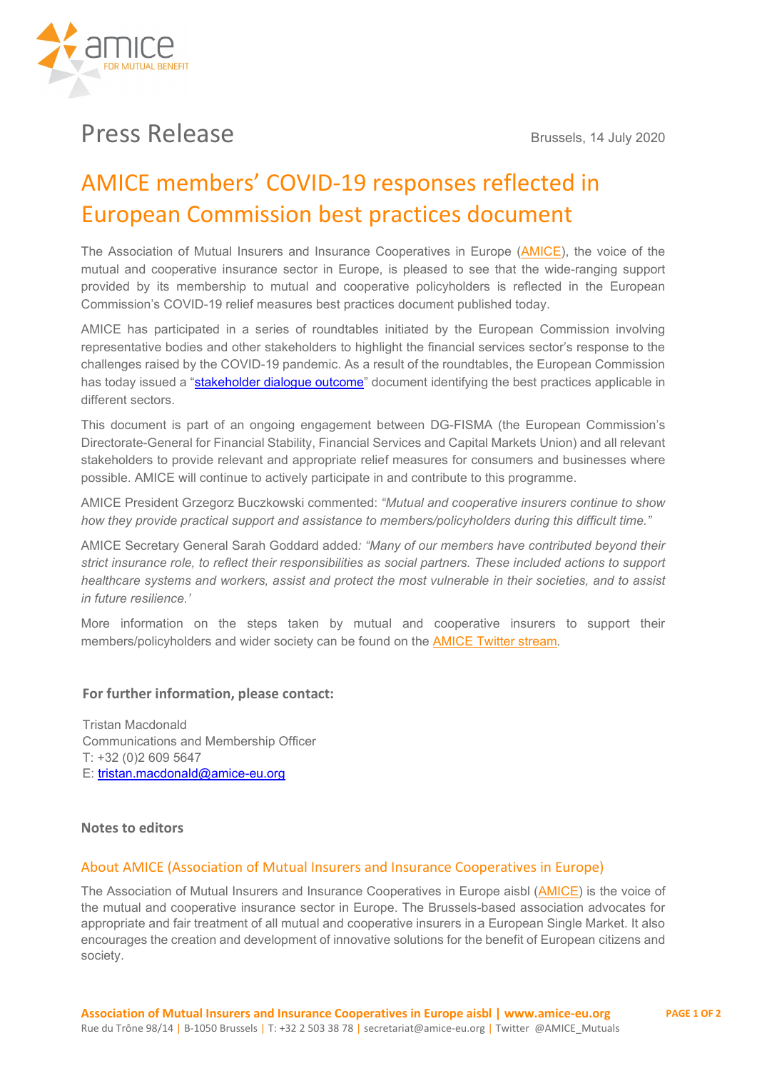# Press Release

Brussels, 14 July 2020

## AMICE members' COVID-19 responses reflected in European Commission best practices document

The Association of Mutual Insurers and Insurance Cooperatives in Europe (AMICE), the voice of the mutual and cooperative insurance sector in Europe, is pleased to see that the wide-ranging support provided by its membership to mutual and cooperative policyholders is reflected in the European Commission's COVID-19 relief measures best practices document published today.

AMICE has participated in a series of roundtables initiated by the European Commission involving representative bodies and other stakeholders to highlight the financial services sector's response to the challenges raised by the COVID-19 pandemic. As a result of the roundtables, the European Commission has today issued a "stakeholder dialogue outcome" document identifying the best practices applicable in different sectors.

This document is part of an ongoing engagement between DG-FISMA (the European Commission's Directorate-General for Financial Stability, Financial Services and Capital Markets Union) and all relevant stakeholders to provide relevant and appropriate relief measures for consumers and businesses where possible. AMICE will continue to actively participate in and contribute to this programme.

AMICE President Grzegorz Buczkowski commented: *"Mutual and cooperative insurers continue to show how they provide practical support and assistance to members/policyholders during this difficult time."*

AMICE Secretary General Sarah Goddard added*: "Many of our members have contributed beyond their strict insurance role, to reflect their responsibilities as social partners. These included actions to support healthcare systems and workers, assist and protect the most vulnerable in their societies, and to assist in future resilience.'*

More information on the steps taken by mutual and cooperative insurers to support their members/policyholders and wider society can be found on the AMICE Twitter stream.

### For further information, please contact:

Tristan Macdonald
Communications and Membership Officer
T: +32 (0)2 609 5647
E: tristan.macdonald@amice-eu.org

### Notes to editors

### About AMICE (Association of Mutual Insurers and Insurance Cooperatives in Europe)

The Association of Mutual Insurers and Insurance Cooperatives in Europe aisbl (AMICE) is the voice of the mutual and cooperative insurance sector in Europe. The Brussels-based association advocates for appropriate and fair treatment of all mutual and cooperative insurers in a European Single Market. It also encourages the creation and development of innovative solutions for the benefit of European citizens and society.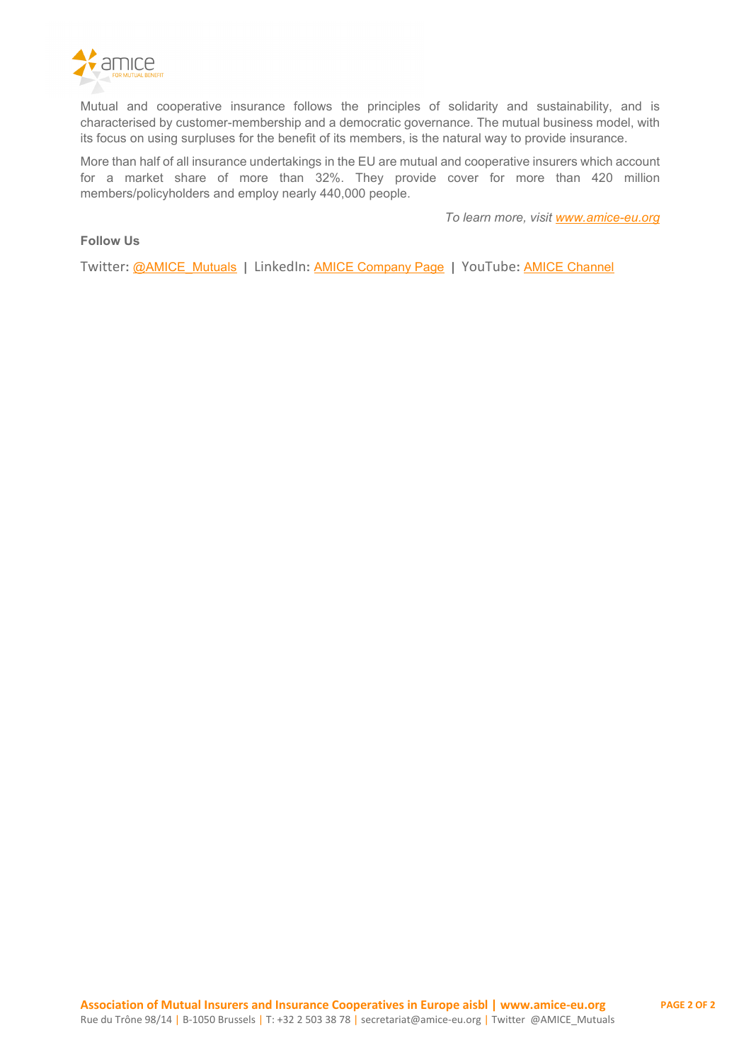Mutual and cooperative insurance follows the principles of solidarity and sustainability, and is characterised by customer-membership and a democratic governance. The mutual business model, with its focus on using surpluses for the benefit of its members, is the natural way to provide insurance.

More than half of all insurance undertakings in the EU are mutual and cooperative insurers which account for a market share of more than 32%. They provide cover for more than 420 million members/policyholders and employ nearly 440,000 people.

*To learn more, visit www.amice-eu.org*

**Follow Us**

Twitter: @AMICE_Mutuals | LinkedIn: AMICE Company Page | YouTube: AMICE Channel